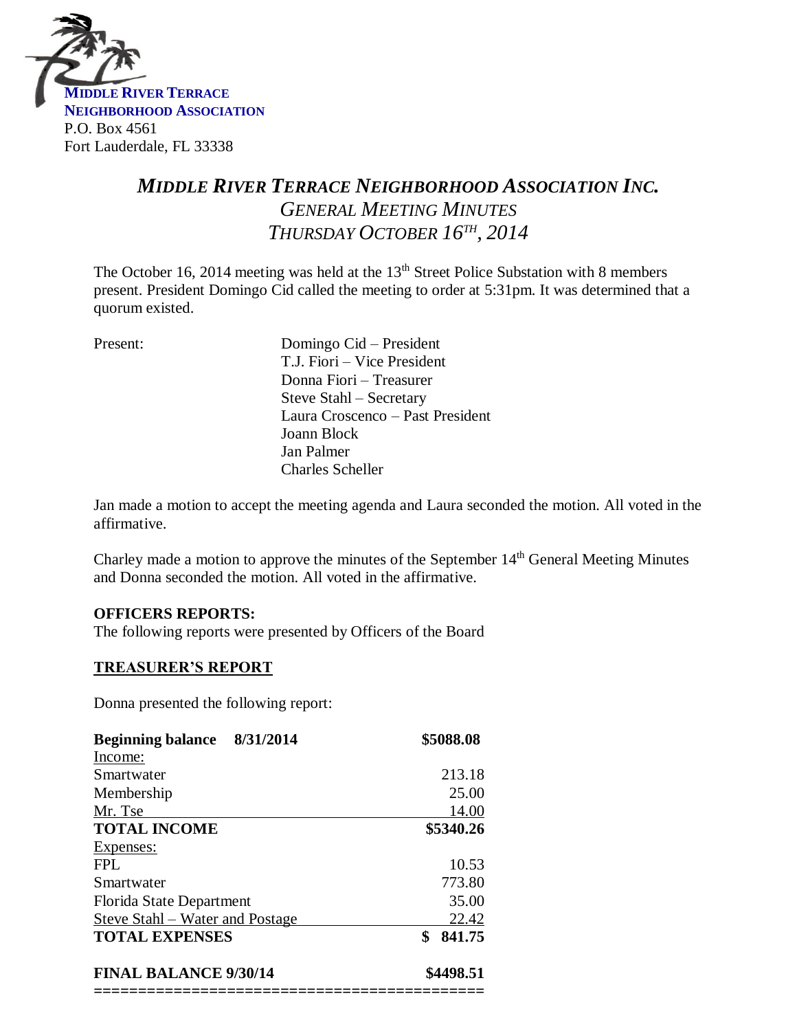**MIDDLE RIVER TERRACE NEIGHBORHOOD ASSOCIATION**
P.O. Box 4561
Fort Lauderdale, FL 33338

# *MIDDLE RIVER TERRACE NEIGHBORHOOD ASSOCIATION INC.*

## *GENERAL MEETING MINUTES*

## *THURSDAY OCTOBER 16TH, 2014*

The October 16, 2014 meeting was held at the 13th Street Police Substation with 8 members present. President Domingo Cid called the meeting to order at 5:31pm. It was determined that a quorum existed.

Present:

- Domingo Cid – President
- T.J. Fiori – Vice President
- Donna Fiori – Treasurer
- Steve Stahl – Secretary
- Laura Croscenco – Past President
- Joann Block
- Jan Palmer
- Charles Scheller

Jan made a motion to accept the meeting agenda and Laura seconded the motion. All voted in the affirmative.

Charley made a motion to approve the minutes of the September 14th General Meeting Minutes and Donna seconded the motion. All voted in the affirmative.

**OFFICERS REPORTS:**
The following reports were presented by Officers of the Board

**TREASURER'S REPORT**

Donna presented the following report:

| **Beginning balance 8/31/2014** | **$5088.08** |
|---|---|
| Income: | |
| Smartwater | 213.18 |
| Membership | 25.00 |
| Mr. Tse | 14.00 |
| **TOTAL INCOME** | **$5340.26** |
| Expenses: | |
| FPL | 10.53 |
| Smartwater | 773.80 |
| Florida State Department | 35.00 |
| Steve Stahl – Water and Postage | 22.42 |
| **TOTAL EXPENSES** | **$ 841.75** |
| **FINAL BALANCE 9/30/14** | **$4498.51** |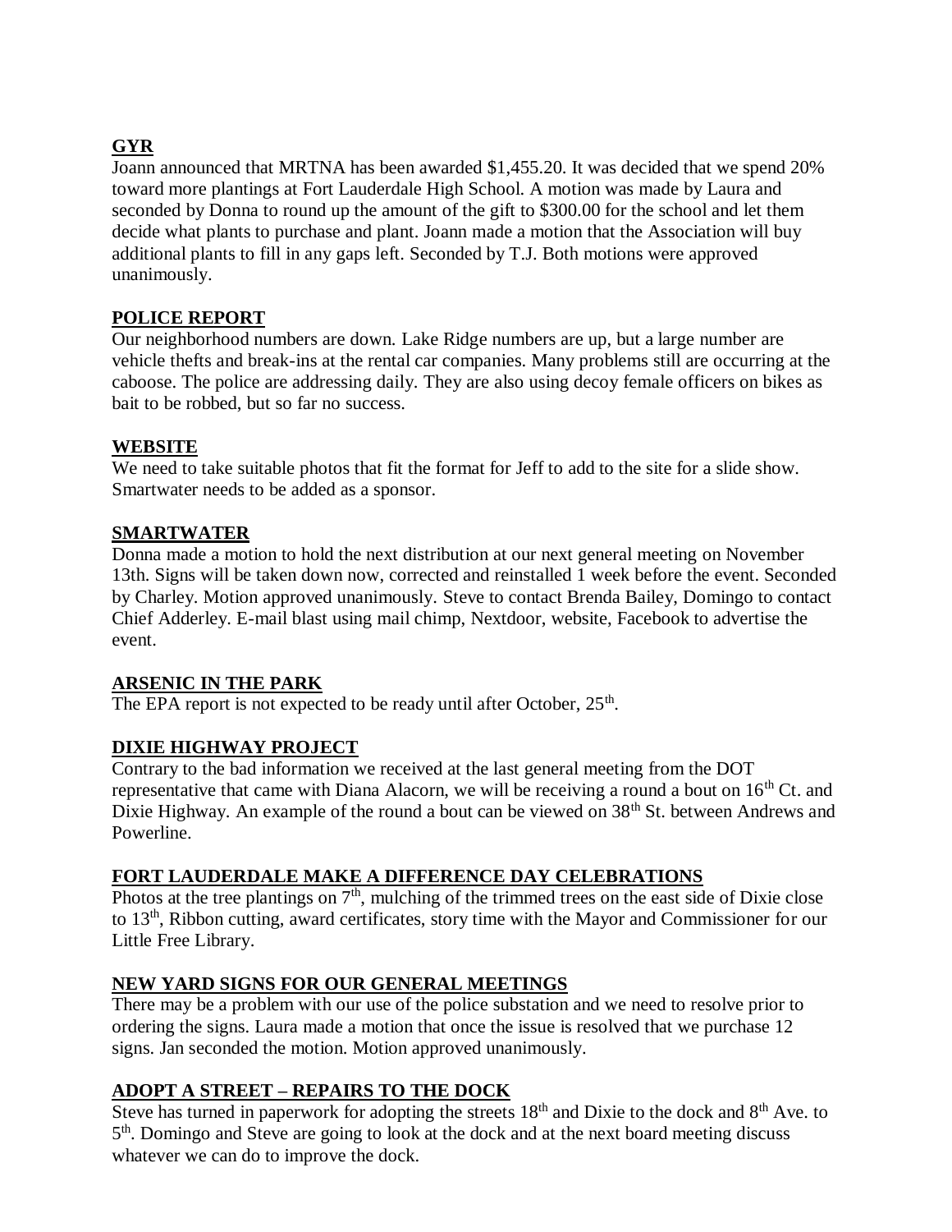## GYR

Joann announced that MRTNA has been awarded $1,455.20. It was decided that we spend 20% toward more plantings at Fort Lauderdale High School. A motion was made by Laura and seconded by Donna to round up the amount of the gift to $300.00 for the school and let them decide what plants to purchase and plant. Joann made a motion that the Association will buy additional plants to fill in any gaps left. Seconded by T.J. Both motions were approved unanimously.

## POLICE REPORT

Our neighborhood numbers are down. Lake Ridge numbers are up, but a large number are vehicle thefts and break-ins at the rental car companies. Many problems still are occurring at the caboose. The police are addressing daily. They are also using decoy female officers on bikes as bait to be robbed, but so far no success.

## WEBSITE

We need to take suitable photos that fit the format for Jeff to add to the site for a slide show. Smartwater needs to be added as a sponsor.

## SMARTWATER

Donna made a motion to hold the next distribution at our next general meeting on November 13th. Signs will be taken down now, corrected and reinstalled 1 week before the event. Seconded by Charley. Motion approved unanimously. Steve to contact Brenda Bailey, Domingo to contact Chief Adderley. E-mail blast using mail chimp, Nextdoor, website, Facebook to advertise the event.

## ARSENIC IN THE PARK

The EPA report is not expected to be ready until after October, 25th.

## DIXIE HIGHWAY PROJECT

Contrary to the bad information we received at the last general meeting from the DOT representative that came with Diana Alacorn, we will be receiving a round a bout on 16th Ct. and Dixie Highway. An example of the round a bout can be viewed on 38th St. between Andrews and Powerline.

## FORT LAUDERDALE MAKE A DIFFERENCE DAY CELEBRATIONS

Photos at the tree plantings on 7th, mulching of the trimmed trees on the east side of Dixie close to 13th, Ribbon cutting, award certificates, story time with the Mayor and Commissioner for our Little Free Library.

## NEW YARD SIGNS FOR OUR GENERAL MEETINGS

There may be a problem with our use of the police substation and we need to resolve prior to ordering the signs. Laura made a motion that once the issue is resolved that we purchase 12 signs. Jan seconded the motion. Motion approved unanimously.

## ADOPT A STREET – REPAIRS TO THE DOCK

Steve has turned in paperwork for adopting the streets 18th and Dixie to the dock and 8th Ave. to 5th. Domingo and Steve are going to look at the dock and at the next board meeting discuss whatever we can do to improve the dock.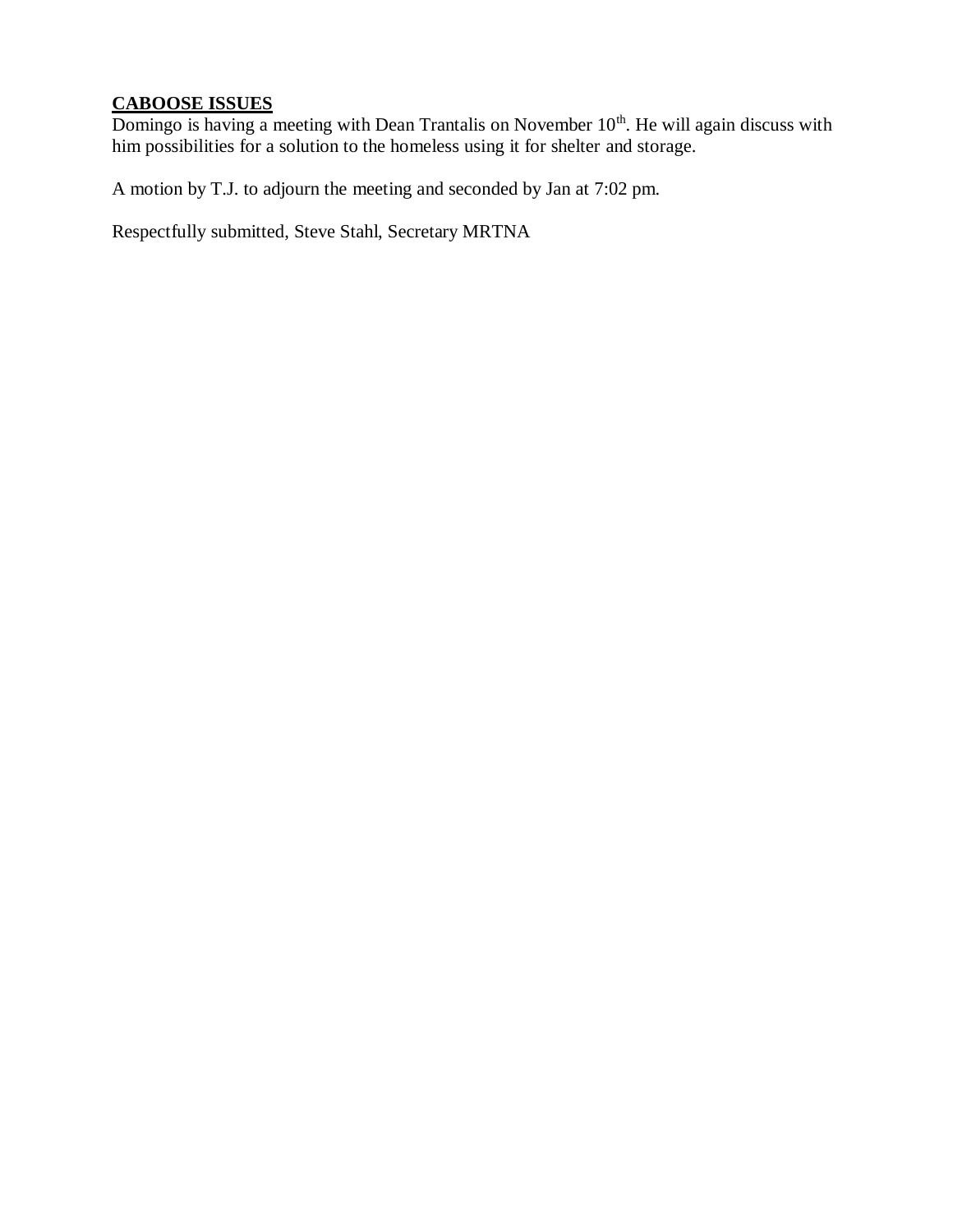**CABOOSE ISSUES**

Domingo is having a meeting with Dean Trantalis on November 10th. He will again discuss with him possibilities for a solution to the homeless using it for shelter and storage.

A motion by T.J. to adjourn the meeting and seconded by Jan at 7:02 pm.

Respectfully submitted, Steve Stahl, Secretary MRTNA